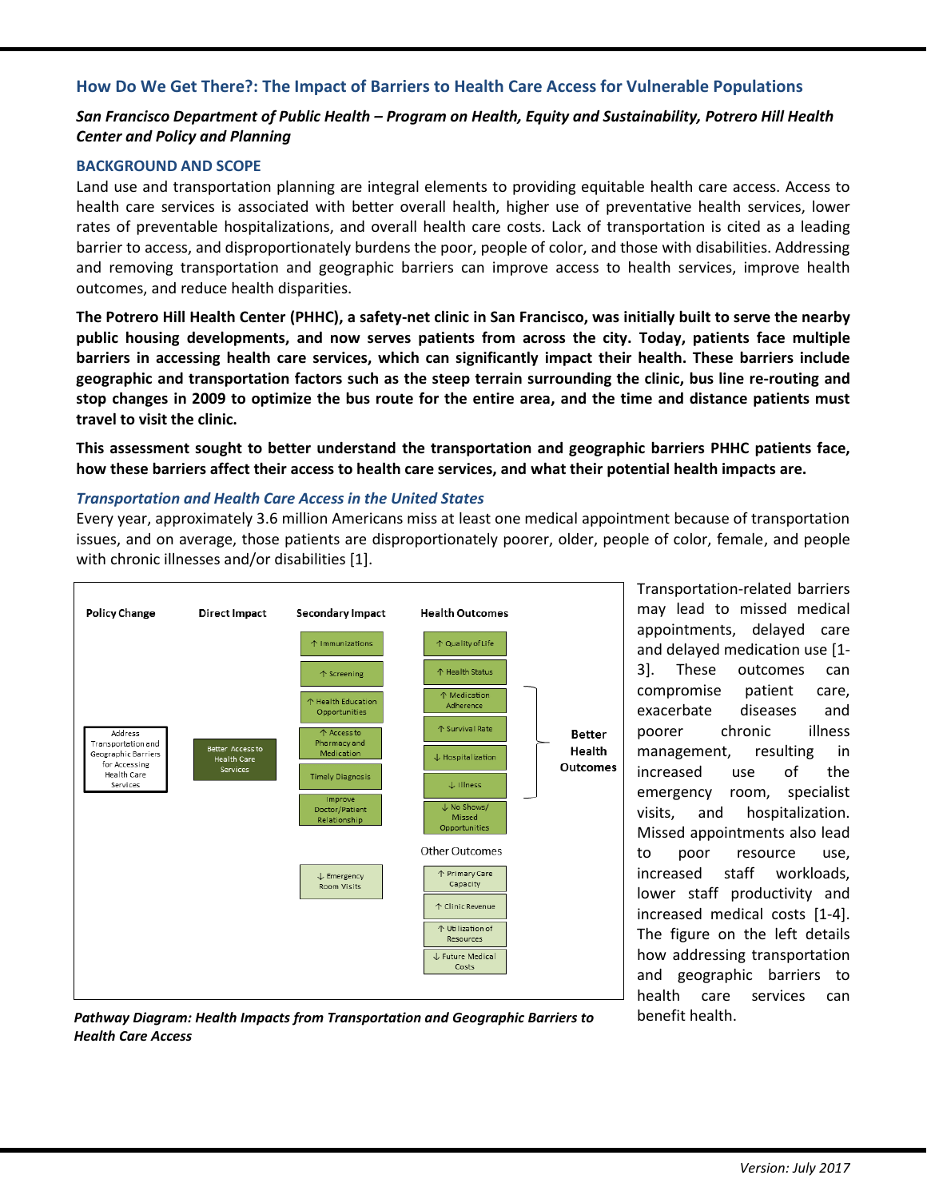## How Do We Get There?: The Impact of Barriers to Health Care Access for Vulnerable Populations

***San Francisco Department of Public Health – Program on Health, Equity and Sustainability, Potrero Hill Health Center and Policy and Planning***

### BACKGROUND AND SCOPE

Land use and transportation planning are integral elements to providing equitable health care access. Access to health care services is associated with better overall health, higher use of preventative health services, lower rates of preventable hospitalizations, and overall health care costs. Lack of transportation is cited as a leading barrier to access, and disproportionately burdens the poor, people of color, and those with disabilities. Addressing and removing transportation and geographic barriers can improve access to health services, improve health outcomes, and reduce health disparities.

**The Potrero Hill Health Center (PHHC), a safety-net clinic in San Francisco, was initially built to serve the nearby public housing developments, and now serves patients from across the city. Today, patients face multiple barriers in accessing health care services, which can significantly impact their health. These barriers include geographic and transportation factors such as the steep terrain surrounding the clinic, bus line re-routing and stop changes in 2009 to optimize the bus route for the entire area, and the time and distance patients must travel to visit the clinic.**

**This assessment sought to better understand the transportation and geographic barriers PHHC patients face, how these barriers affect their access to health care services, and what their potential health impacts are.**

#### *Transportation and Health Care Access in the United States*

Every year, approximately 3.6 million Americans miss at least one medical appointment because of transportation issues, and on average, those patients are disproportionately poorer, older, people of color, female, and people with chronic illnesses and/or disabilities [1].

| Policy Change | Direct Impact | Secondary Impact | Health Outcomes |
|---|---|---|---|
| Address Transportation and Geographic Barriers for Accessing Health Care Services | Better Access to Health Care Services | ↑ Immunizations | ↑ Quality of Life |
| | | ↑ Screening | ↑ Health Status |
| | | ↑ Health Education Opportunities | ↑ Medication Adherence |
| | | ↑ Access to Pharmacy and Medication | ↑ Survival Rate |
| | | Timely Diagnosis | ↓ Hospitalization |
| | | Improve Doctor/Patient Relationship | ↓ Illness |
| | | | ↓ No Shows/ Missed Opportunities |
| | | | **Other Outcomes** |
| | | ↓ Emergency Room Visits | ↑ Primary Care Capacity |
| | | | ↑ Clinic Revenue |
| | | | ↑ Utilization of Resources |
| | | | ↓ Future Medical Costs |

Health outcomes (Medication Adherence through Illness) → **Better Health Outcomes**

***Pathway Diagram: Health Impacts from Transportation and Geographic Barriers to Health Care Access***

Transportation-related barriers may lead to missed medical appointments, delayed care and delayed medication use [1-3]. These outcomes can compromise patient care, exacerbate diseases and poorer chronic illness management, resulting in increased use of the emergency room, specialist visits, and hospitalization. Missed appointments also lead to poor resource use, increased staff workloads, lower staff productivity and increased medical costs [1-4]. The figure on the left details how addressing transportation and geographic barriers to health care services can benefit health.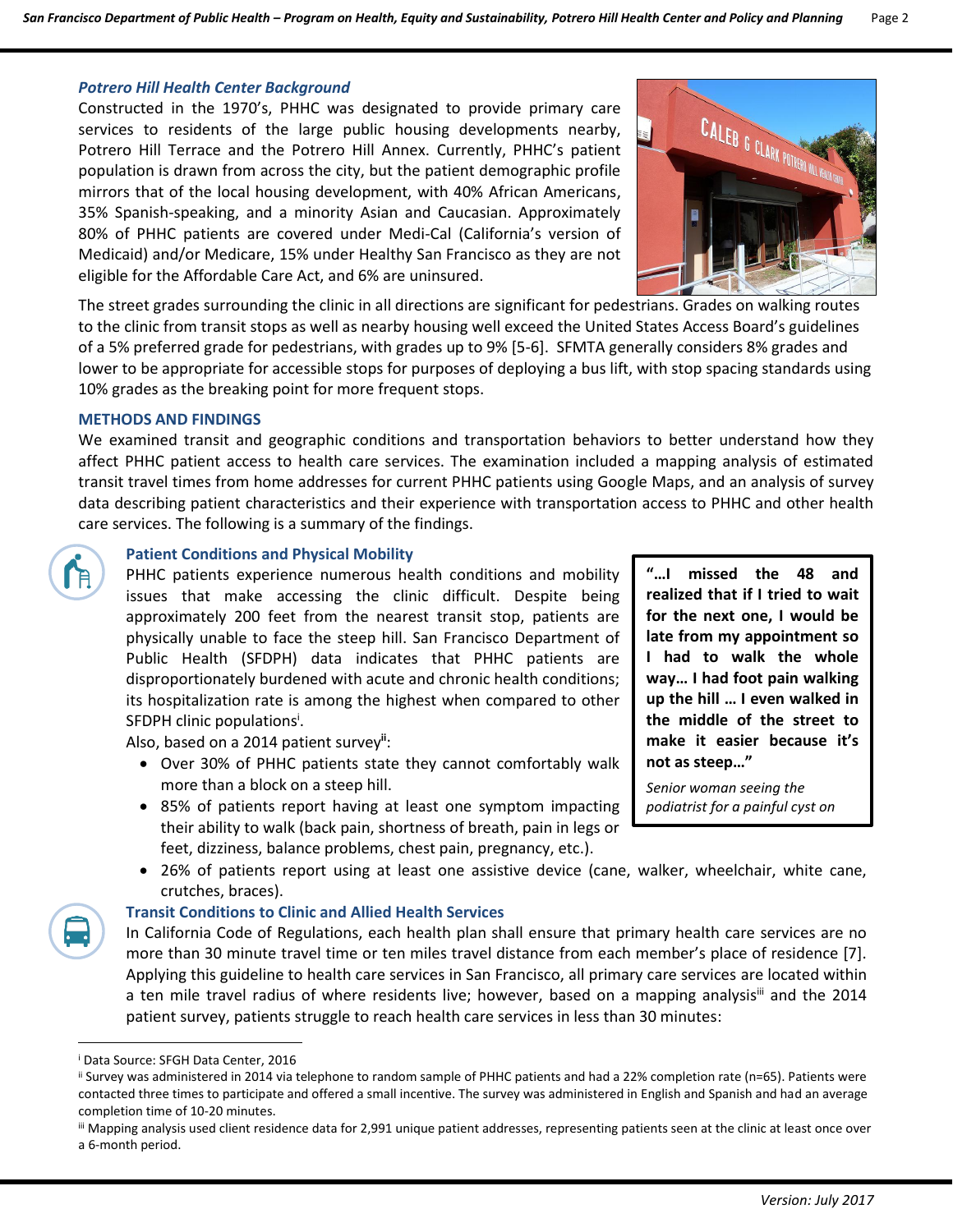### *Potrero Hill Health Center Background*

Constructed in the 1970's, PHHC was designated to provide primary care services to residents of the large public housing developments nearby, Potrero Hill Terrace and the Potrero Hill Annex. Currently, PHHC's patient population is drawn from across the city, but the patient demographic profile mirrors that of the local housing development, with 40% African Americans, 35% Spanish-speaking, and a minority Asian and Caucasian. Approximately 80% of PHHC patients are covered under Medi-Cal (California's version of Medicaid) and/or Medicare, 15% under Healthy San Francisco as they are not eligible for the Affordable Care Act, and 6% are uninsured.

The street grades surrounding the clinic in all directions are significant for pedestrians. Grades on walking routes to the clinic from transit stops as well as nearby housing well exceed the United States Access Board's guidelines of a 5% preferred grade for pedestrians, with grades up to 9% [5-6]. SFMTA generally considers 8% grades and lower to be appropriate for accessible stops for purposes of deploying a bus lift, with stop spacing standards using 10% grades as the breaking point for more frequent stops.

## METHODS AND FINDINGS

We examined transit and geographic conditions and transportation behaviors to better understand how they affect PHHC patient access to health care services. The examination included a mapping analysis of estimated transit travel times from home addresses for current PHHC patients using Google Maps, and an analysis of survey data describing patient characteristics and their experience with transportation access to PHHC and other health care services. The following is a summary of the findings.

### Patient Conditions and Physical Mobility

PHHC patients experience numerous health conditions and mobility issues that make accessing the clinic difficult. Despite being approximately 200 feet from the nearest transit stop, patients are physically unable to face the steep hill. San Francisco Department of Public Health (SFDPH) data indicates that PHHC patients are disproportionately burdened with acute and chronic health conditions; its hospitalization rate is among the highest when compared to other SFDPH clinic populations[i].

> **"…I missed the 48 and realized that if I tried to wait for the next one, I would be late from my appointment so I had to walk the whole way… I had foot pain walking up the hill … I even walked in the middle of the street to make it easier because it's not as steep…"**
>
> *Senior woman seeing the podiatrist for a painful cyst on*

Also, based on a 2014 patient survey[ii]:

- Over 30% of PHHC patients state they cannot comfortably walk more than a block on a steep hill.
- 85% of patients report having at least one symptom impacting their ability to walk (back pain, shortness of breath, pain in legs or feet, dizziness, balance problems, chest pain, pregnancy, etc.).
- 26% of patients report using at least one assistive device (cane, walker, wheelchair, white cane, crutches, braces).

### Transit Conditions to Clinic and Allied Health Services

In California Code of Regulations, each health plan shall ensure that primary health care services are no more than 30 minute travel time or ten miles travel distance from each member's place of residence [7]. Applying this guideline to health care services in San Francisco, all primary care services are located within a ten mile travel radius of where residents live; however, based on a mapping analysis[iii] and the 2014 patient survey, patients struggle to reach health care services in less than 30 minutes:

---

[i] Data Source: SFGH Data Center, 2016

[ii] Survey was administered in 2014 via telephone to random sample of PHHC patients and had a 22% completion rate (n=65). Patients were contacted three times to participate and offered a small incentive. The survey was administered in English and Spanish and had an average completion time of 10-20 minutes.

[iii] Mapping analysis used client residence data for 2,991 unique patient addresses, representing patients seen at the clinic at least once over a 6-month period.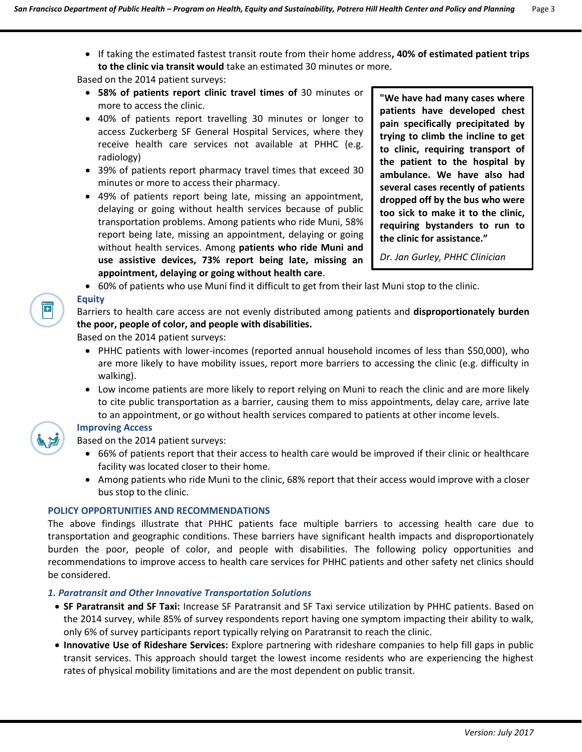- If taking the estimated fastest transit route from their home address, **40% of estimated patient trips to the clinic via transit would** take an estimated 30 minutes or more.

Based on the 2014 patient surveys:

- **58% of patients report clinic travel times of** 30 minutes or more to access the clinic.
- 40% of patients report travelling 30 minutes or longer to access Zuckerberg SF General Hospital Services, where they receive health care services not available at PHHC (e.g. radiology)
- 39% of patients report pharmacy travel times that exceed 30 minutes or more to access their pharmacy.
- 49% of patients report being late, missing an appointment, delaying or going without health services because of public transportation problems. Among patients who ride Muni, 58% report being late, missing an appointment, delaying or going without health services. Among **patients who ride Muni and use assistive devices, 73% report being late, missing an appointment, delaying or going without health care**.
- 60% of patients who use Muni find it difficult to get from their last Muni stop to the clinic.

> **"We have had many cases where patients have developed chest pain specifically precipitated by trying to climb the incline to get to clinic, requiring transport of the patient to the hospital by ambulance. We have also had several cases recently of patients dropped off by the bus who were too sick to make it to the clinic, requiring bystanders to run to the clinic for assistance."**
>
> *Dr. Jan Gurley, PHHC Clinician*

### Equity

Barriers to health care access are not evenly distributed among patients and **disproportionately burden the poor, people of color, and people with disabilities.**

Based on the 2014 patient surveys:

- PHHC patients with lower-incomes (reported annual household incomes of less than $50,000), who are more likely to have mobility issues, report more barriers to accessing the clinic (e.g. difficulty in walking).
- Low income patients are more likely to report relying on Muni to reach the clinic and are more likely to cite public transportation as a barrier, causing them to miss appointments, delay care, arrive late to an appointment, or go without health services compared to patients at other income levels.

### Improving Access

Based on the 2014 patient surveys:

- 66% of patients report that their access to health care would be improved if their clinic or healthcare facility was located closer to their home.
- Among patients who ride Muni to the clinic, 68% report that their access would improve with a closer bus stop to the clinic.

## POLICY OPPORTUNITIES AND RECOMMENDATIONS

The above findings illustrate that PHHC patients face multiple barriers to accessing health care due to transportation and geographic conditions. These barriers have significant health impacts and disproportionately burden the poor, people of color, and people with disabilities. The following policy opportunities and recommendations to improve access to health care services for PHHC patients and other safety net clinics should be considered.

### *1. Paratransit and Other Innovative Transportation Solutions*

- **SF Paratransit and SF Taxi:** Increase SF Paratransit and SF Taxi service utilization by PHHC patients. Based on the 2014 survey, while 85% of survey respondents report having one symptom impacting their ability to walk, only 6% of survey participants report typically relying on Paratransit to reach the clinic.
- **Innovative Use of Rideshare Services:** Explore partnering with rideshare companies to help fill gaps in public transit services. This approach should target the lowest income residents who are experiencing the highest rates of physical mobility limitations and are the most dependent on public transit.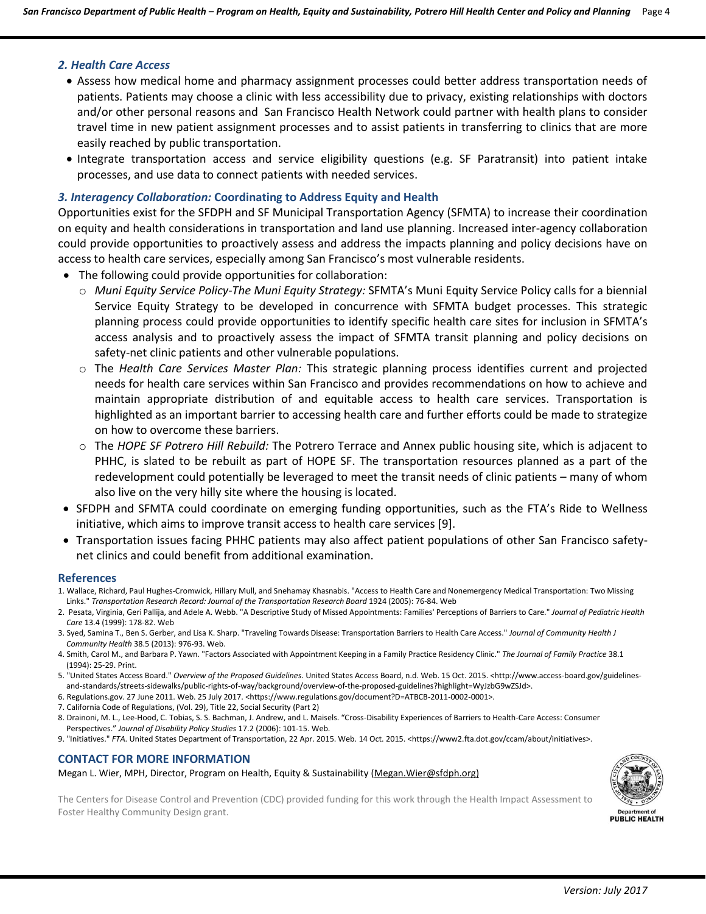### *2. Health Care Access*

- Assess how medical home and pharmacy assignment processes could better address transportation needs of patients. Patients may choose a clinic with less accessibility due to privacy, existing relationships with doctors and/or other personal reasons and San Francisco Health Network could partner with health plans to consider travel time in new patient assignment processes and to assist patients in transferring to clinics that are more easily reached by public transportation.
- Integrate transportation access and service eligibility questions (e.g. SF Paratransit) into patient intake processes, and use data to connect patients with needed services.

### *3. Interagency Collaboration:* Coordinating to Address Equity and Health

Opportunities exist for the SFDPH and SF Municipal Transportation Agency (SFMTA) to increase their coordination on equity and health considerations in transportation and land use planning. Increased inter-agency collaboration could provide opportunities to proactively assess and address the impacts planning and policy decisions have on access to health care services, especially among San Francisco's most vulnerable residents.

- The following could provide opportunities for collaboration:
  - *Muni Equity Service Policy-The Muni Equity Strategy:* SFMTA's Muni Equity Service Policy calls for a biennial Service Equity Strategy to be developed in concurrence with SFMTA budget processes. This strategic planning process could provide opportunities to identify specific health care sites for inclusion in SFMTA's access analysis and to proactively assess the impact of SFMTA transit planning and policy decisions on safety-net clinic patients and other vulnerable populations.
  - The *Health Care Services Master Plan:* This strategic planning process identifies current and projected needs for health care services within San Francisco and provides recommendations on how to achieve and maintain appropriate distribution of and equitable access to health care services. Transportation is highlighted as an important barrier to accessing health care and further efforts could be made to strategize on how to overcome these barriers.
  - The *HOPE SF Potrero Hill Rebuild:* The Potrero Terrace and Annex public housing site, which is adjacent to PHHC, is slated to be rebuilt as part of HOPE SF. The transportation resources planned as a part of the redevelopment could potentially be leveraged to meet the transit needs of clinic patients – many of whom also live on the very hilly site where the housing is located.
- SFDPH and SFMTA could coordinate on emerging funding opportunities, such as the FTA's Ride to Wellness initiative, which aims to improve transit access to health care services [9].
- Transportation issues facing PHHC patients may also affect patient populations of other San Francisco safety-net clinics and could benefit from additional examination.

## References

1. Wallace, Richard, Paul Hughes-Cromwick, Hillary Mull, and Snehamay Khasnabis. "Access to Health Care and Nonemergency Medical Transportation: Two Missing Links." *Transportation Research Record: Journal of the Transportation Research Board* 1924 (2005): 76-84. Web
2. Pesata, Virginia, Geri Pallija, and Adele A. Webb. "A Descriptive Study of Missed Appointments: Families' Perceptions of Barriers to Care." *Journal of Pediatric Health Care* 13.4 (1999): 178-82. Web
3. Syed, Samina T., Ben S. Gerber, and Lisa K. Sharp. "Traveling Towards Disease: Transportation Barriers to Health Care Access." *Journal of Community Health J Community Health* 38.5 (2013): 976-93. Web.
4. Smith, Carol M., and Barbara P. Yawn. "Factors Associated with Appointment Keeping in a Family Practice Residency Clinic." *The Journal of Family Practice* 38.1 (1994): 25-29. Print.
5. "United States Access Board." *Overview of the Proposed Guidelines*. United States Access Board, n.d. Web. 15 Oct. 2015. <http://www.access-board.gov/guidelines-and-standards/streets-sidewalks/public-rights-of-way/background/overview-of-the-proposed-guidelines?highlight=WyJzbG9wZSJd>.
6. Regulations.gov. 27 June 2011. Web. 25 July 2017. <https://www.regulations.gov/document?D=ATBCB-2011-0002-0001>.
7. California Code of Regulations, (Vol. 29), Title 22, Social Security (Part 2)
8. Drainoni, M. L., Lee-Hood, C. Tobias, S. S. Bachman, J. Andrew, and L. Maisels. "Cross-Disability Experiences of Barriers to Health-Care Access: Consumer Perspectives." *Journal of Disability Policy Studies* 17.2 (2006): 101-15. Web.
9. "Initiatives." *FTA*. United States Department of Transportation, 22 Apr. 2015. Web. 14 Oct. 2015. <https://www2.fta.dot.gov/ccam/about/initiatives>.

## CONTACT FOR MORE INFORMATION

Megan L. Wier, MPH, Director, Program on Health, Equity & Sustainability (Megan.Wier@sfdph.org)

The Centers for Disease Control and Prevention (CDC) provided funding for this work through the Health Impact Assessment to Foster Healthy Community Design grant.

Department of PUBLIC HEALTH

Version: July 2017